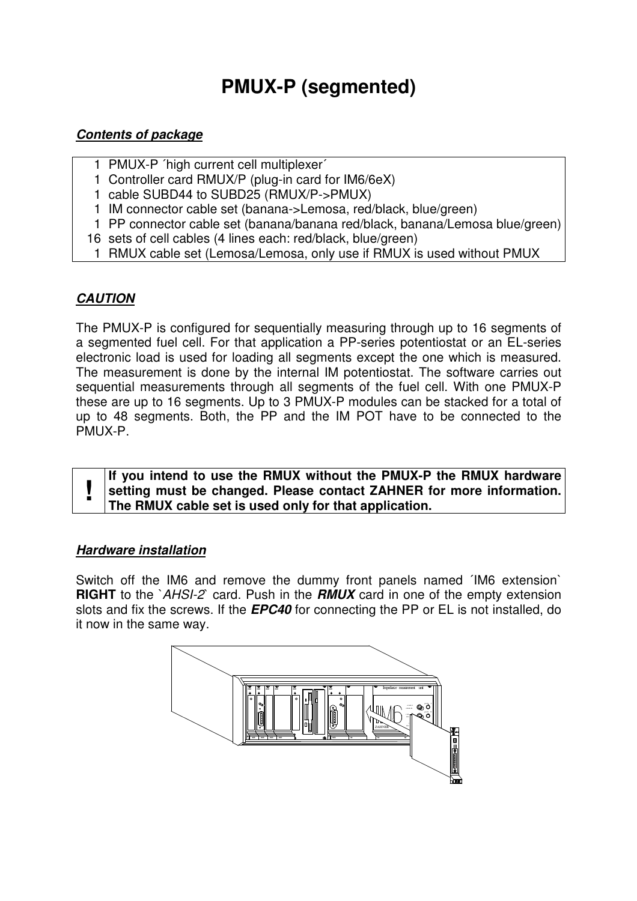# PMUX-P (segmented)

***Contents of package***

| | |
|---|---|
| 1 | PMUX-P ´high current cell multiplexer´ |
| 1 | Controller card RMUX/P (plug-in card for IM6/6eX) |
| 1 | cable SUBD44 to SUBD25 (RMUX/P->PMUX) |
| 1 | IM connector cable set (banana->Lemosa, red/black, blue/green) |
| 1 | PP connector cable set (banana/banana red/black, banana/Lemosa blue/green) |
| 16 | sets of cell cables (4 lines each: red/black, blue/green) |
| 1 | RMUX cable set (Lemosa/Lemosa, only use if RMUX is used without PMUX |

***CAUTION***

The PMUX-P is configured for sequentially measuring through up to 16 segments of a segmented fuel cell. For that application a PP-series potentiostat or an EL-series electronic load is used for loading all segments except the one which is measured. The measurement is done by the internal IM potentiostat. The software carries out sequential measurements through all segments of the fuel cell. With one PMUX-P these are up to 16 segments. Up to 3 PMUX-P modules can be stacked for a total of up to 48 segments. Both, the PP and the IM POT have to be connected to the PMUX-P.

| ! | **If you intend to use the RMUX without the PMUX-P the RMUX hardware setting must be changed. Please contact ZAHNER for more information. The RMUX cable set is used only for that application.** |
|---|---|

***Hardware installation***

Switch off the IM6 and remove the dummy front panels named ´IM6 extension` **RIGHT** to the `*AHSI-2*` card. Push in the ***RMUX*** card in one of the empty extension slots and fix the screws. If the ***EPC40*** for connecting the PP or EL is not installed, do it now in the same way.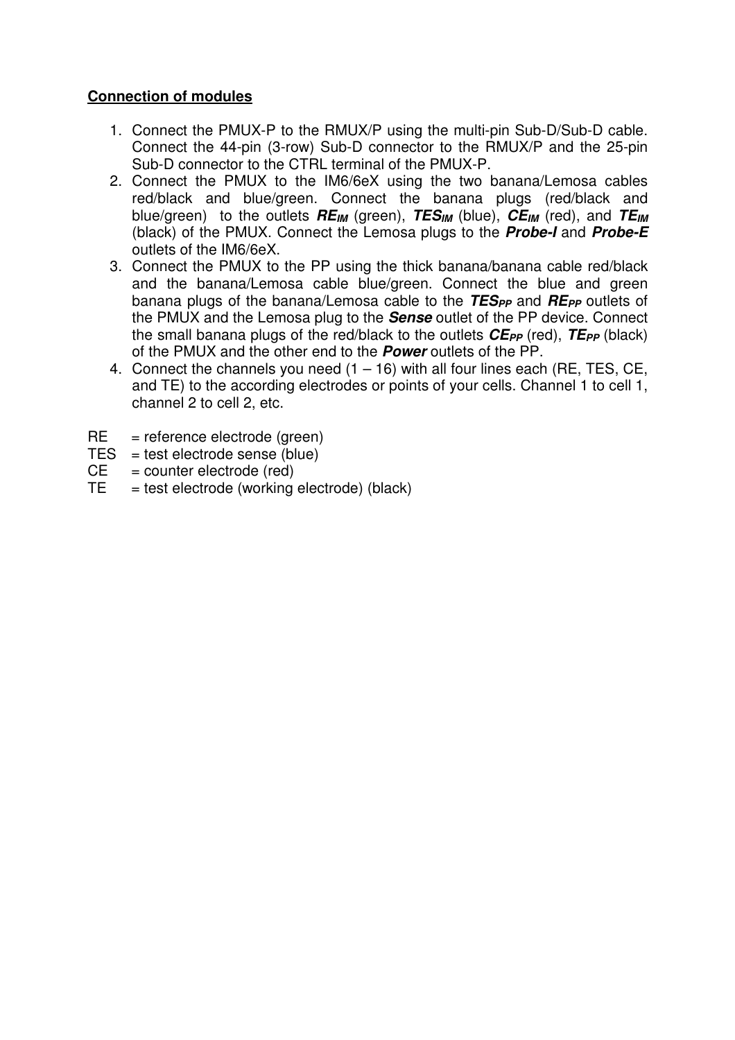**Connection of modules**

1. Connect the PMUX-P to the RMUX/P using the multi-pin Sub-D/Sub-D cable. Connect the 44-pin (3-row) Sub-D connector to the RMUX/P and the 25-pin Sub-D connector to the CTRL terminal of the PMUX-P.
2. Connect the PMUX to the IM6/6eX using the two banana/Lemosa cables red/black and blue/green. Connect the banana plugs (red/black and blue/green) to the outlets ***$RE_{IM}$*** (green), ***$TES_{IM}$*** (blue), ***$CE_{IM}$*** (red), and ***$TE_{IM}$*** (black) of the PMUX. Connect the Lemosa plugs to the ***Probe-I*** and ***Probe-E*** outlets of the IM6/6eX.
3. Connect the PMUX to the PP using the thick banana/banana cable red/black and the banana/Lemosa cable blue/green. Connect the blue and green banana plugs of the banana/Lemosa cable to the ***$TES_{PP}$*** and ***$RE_{PP}$*** outlets of the PMUX and the Lemosa plug to the ***Sense*** outlet of the PP device. Connect the small banana plugs of the red/black to the outlets ***$CE_{PP}$*** (red), ***$TE_{PP}$*** (black) of the PMUX and the other end to the ***Power*** outlets of the PP.
4. Connect the channels you need (1 – 16) with all four lines each (RE, TES, CE, and TE) to the according electrodes or points of your cells. Channel 1 to cell 1, channel 2 to cell 2, etc.

RE = reference electrode (green)
TES = test electrode sense (blue)
CE = counter electrode (red)
TE = test electrode (working electrode) (black)